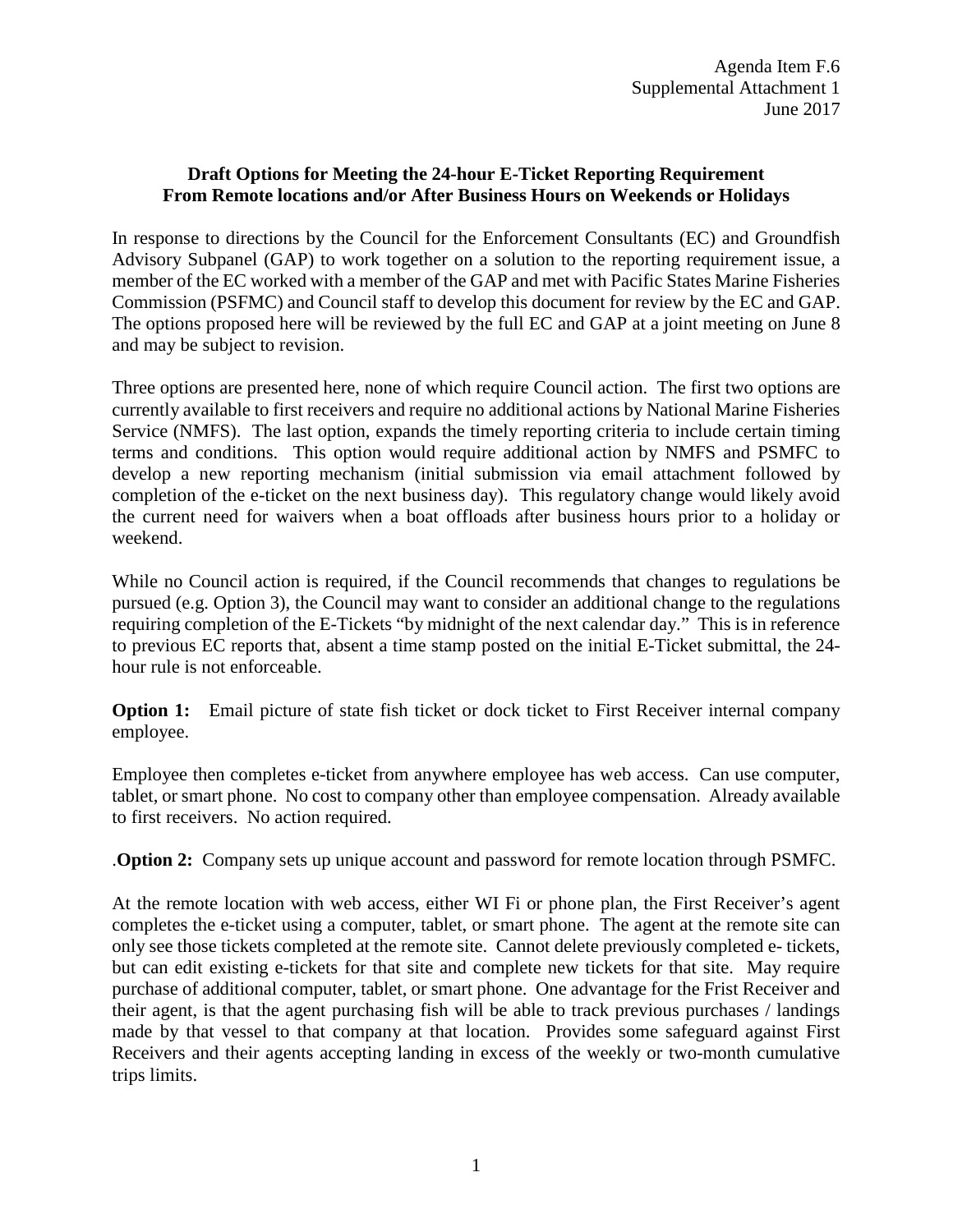Agenda Item F.6
Supplemental Attachment 1
June 2017

**Draft Options for Meeting the 24-hour E-Ticket Reporting Requirement From Remote locations and/or After Business Hours on Weekends or Holidays**

In response to directions by the Council for the Enforcement Consultants (EC) and Groundfish Advisory Subpanel (GAP) to work together on a solution to the reporting requirement issue, a member of the EC worked with a member of the GAP and met with Pacific States Marine Fisheries Commission (PSFMC) and Council staff to develop this document for review by the EC and GAP. The options proposed here will be reviewed by the full EC and GAP at a joint meeting on June 8 and may be subject to revision.

Three options are presented here, none of which require Council action. The first two options are currently available to first receivers and require no additional actions by National Marine Fisheries Service (NMFS). The last option, expands the timely reporting criteria to include certain timing terms and conditions. This option would require additional action by NMFS and PSMFC to develop a new reporting mechanism (initial submission via email attachment followed by completion of the e-ticket on the next business day). This regulatory change would likely avoid the current need for waivers when a boat offloads after business hours prior to a holiday or weekend.

While no Council action is required, if the Council recommends that changes to regulations be pursued (e.g. Option 3), the Council may want to consider an additional change to the regulations requiring completion of the E-Tickets "by midnight of the next calendar day." This is in reference to previous EC reports that, absent a time stamp posted on the initial E-Ticket submittal, the 24-hour rule is not enforceable.

**Option 1:** Email picture of state fish ticket or dock ticket to First Receiver internal company employee.

Employee then completes e-ticket from anywhere employee has web access. Can use computer, tablet, or smart phone. No cost to company other than employee compensation. Already available to first receivers. No action required.

.**Option 2:** Company sets up unique account and password for remote location through PSMFC.

At the remote location with web access, either WI Fi or phone plan, the First Receiver's agent completes the e-ticket using a computer, tablet, or smart phone. The agent at the remote site can only see those tickets completed at the remote site. Cannot delete previously completed e- tickets, but can edit existing e-tickets for that site and complete new tickets for that site. May require purchase of additional computer, tablet, or smart phone. One advantage for the Frist Receiver and their agent, is that the agent purchasing fish will be able to track previous purchases / landings made by that vessel to that company at that location. Provides some safeguard against First Receivers and their agents accepting landing in excess of the weekly or two-month cumulative trips limits.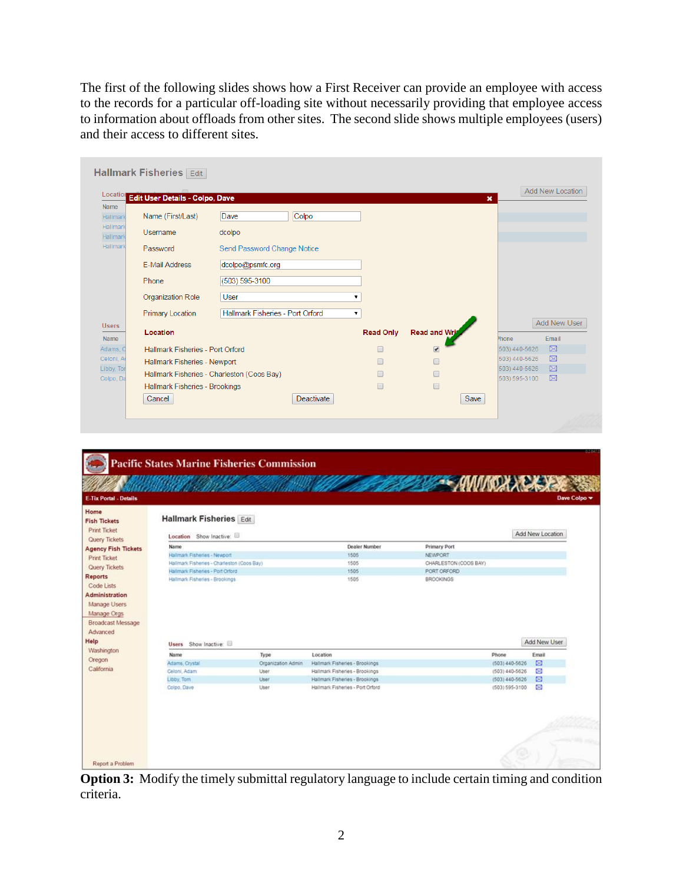The first of the following slides shows how a First Receiver can provide an employee with access to the records for a particular off-loading site without necessarily providing that employee access to information about offloads from other sites.  The second slide shows multiple employees (users) and their access to different sites.

**Option 3:** Modify the timely submittal regulatory language to include certain timing and condition criteria.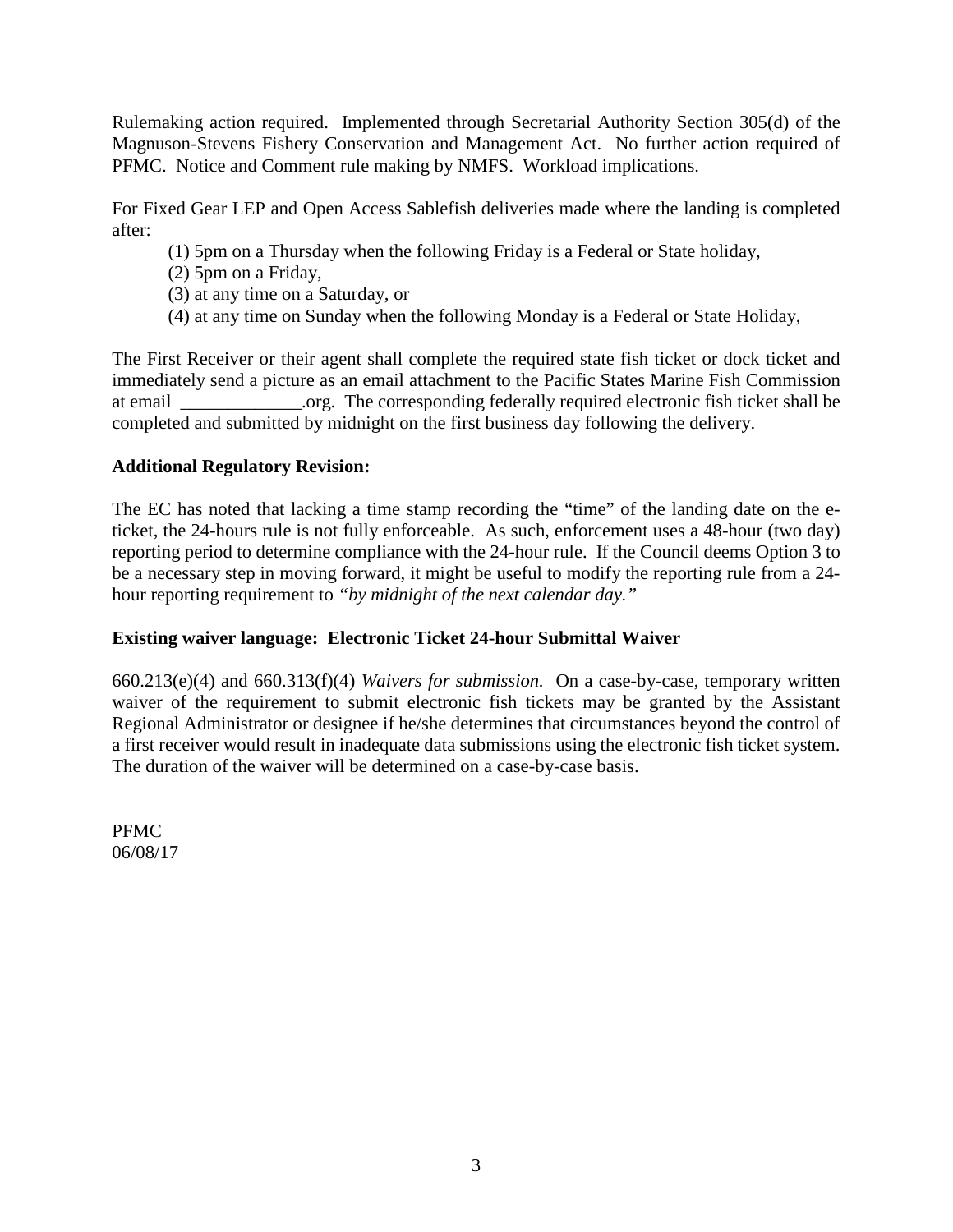Rulemaking action required. Implemented through Secretarial Authority Section 305(d) of the Magnuson-Stevens Fishery Conservation and Management Act. No further action required of PFMC. Notice and Comment rule making by NMFS. Workload implications.

For Fixed Gear LEP and Open Access Sablefish deliveries made where the landing is completed after:

(1) 5pm on a Thursday when the following Friday is a Federal or State holiday,
(2) 5pm on a Friday,
(3) at any time on a Saturday, or
(4) at any time on Sunday when the following Monday is a Federal or State Holiday,

The First Receiver or their agent shall complete the required state fish ticket or dock ticket and immediately send a picture as an email attachment to the Pacific States Marine Fish Commission at email _____________.org. The corresponding federally required electronic fish ticket shall be completed and submitted by midnight on the first business day following the delivery.

**Additional Regulatory Revision:**

The EC has noted that lacking a time stamp recording the "time" of the landing date on the e-ticket, the 24-hours rule is not fully enforceable. As such, enforcement uses a 48-hour (two day) reporting period to determine compliance with the 24-hour rule. If the Council deems Option 3 to be a necessary step in moving forward, it might be useful to modify the reporting rule from a 24-hour reporting requirement to *"by midnight of the next calendar day."*

**Existing waiver language: Electronic Ticket 24-hour Submittal Waiver**

660.213(e)(4) and 660.313(f)(4) *Waivers for submission.* On a case-by-case, temporary written waiver of the requirement to submit electronic fish tickets may be granted by the Assistant Regional Administrator or designee if he/she determines that circumstances beyond the control of a first receiver would result in inadequate data submissions using the electronic fish ticket system. The duration of the waiver will be determined on a case-by-case basis.

PFMC
06/08/17